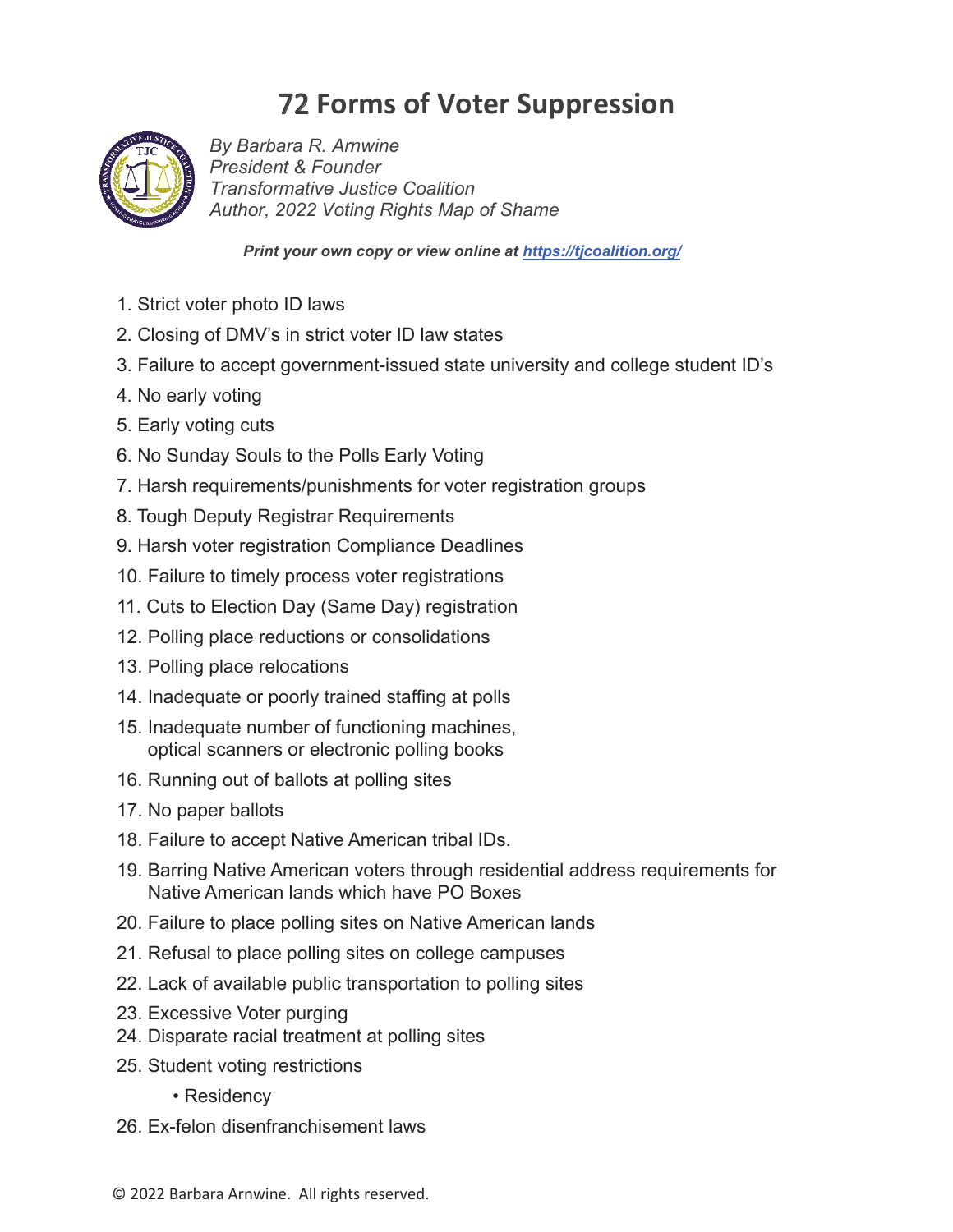# 72 Forms of Voter Suppression

*By Barbara R. Arnwine*
*President & Founder*
*Transformative Justice Coalition*
*Author, 2022 Voting Rights Map of Shame*

***Print your own copy or view online at [https://tjcoalition.org/](https://tjcoalition.org/)***

1. Strict voter photo ID laws
2. Closing of DMV's in strict voter ID law states
3. Failure to accept government-issued state university and college student ID's
4. No early voting
5. Early voting cuts
6. No Sunday Souls to the Polls Early Voting
7. Harsh requirements/punishments for voter registration groups
8. Tough Deputy Registrar Requirements
9. Harsh voter registration Compliance Deadlines
10. Failure to timely process voter registrations
11. Cuts to Election Day (Same Day) registration
12. Polling place reductions or consolidations
13. Polling place relocations
14. Inadequate or poorly trained staffing at polls
15. Inadequate number of functioning machines, optical scanners or electronic polling books
16. Running out of ballots at polling sites
17. No paper ballots
18. Failure to accept Native American tribal IDs.
19. Barring Native American voters through residential address requirements for Native American lands which have PO Boxes
20. Failure to place polling sites on Native American lands
21. Refusal to place polling sites on college campuses
22. Lack of available public transportation to polling sites
23. Excessive Voter purging
24. Disparate racial treatment at polling sites
25. Student voting restrictions
    - Residency
26. Ex-felon disenfranchisement laws

© 2022 Barbara Arnwine. All rights reserved.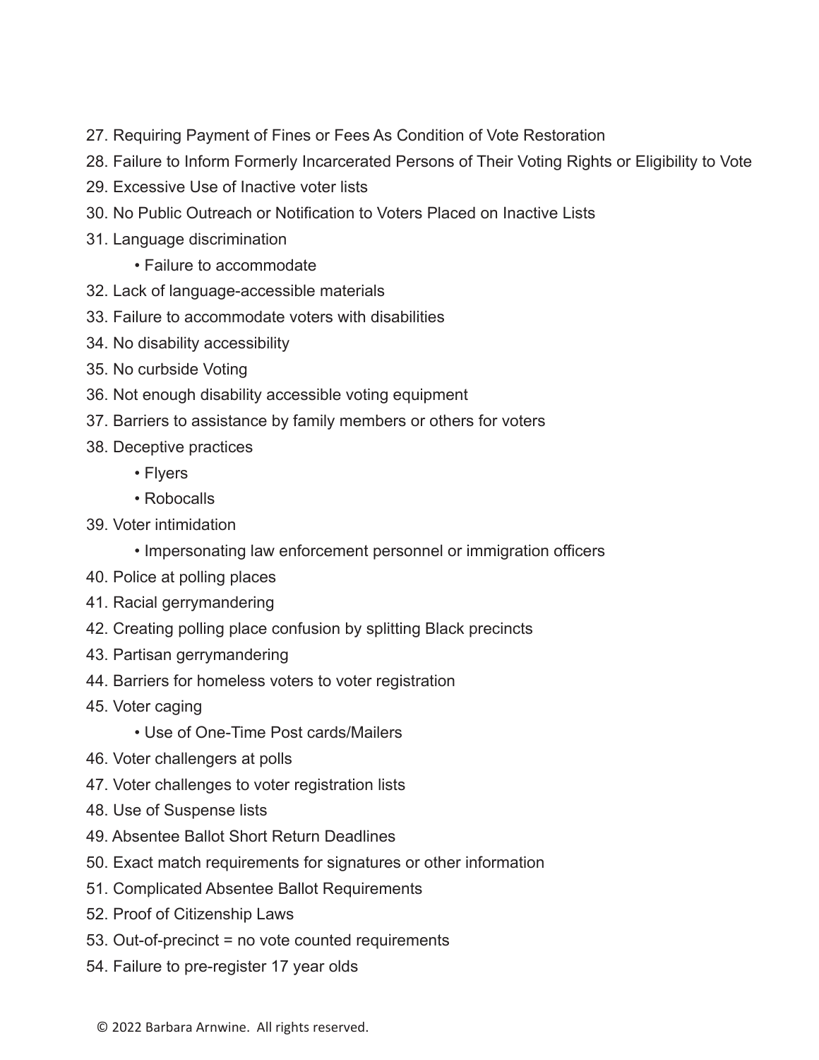27. Requiring Payment of Fines or Fees As Condition of Vote Restoration
28. Failure to Inform Formerly Incarcerated Persons of Their Voting Rights or Eligibility to Vote
29. Excessive Use of Inactive voter lists
30. No Public Outreach or Notification to Voters Placed on Inactive Lists
31. Language discrimination
    - Failure to accommodate
32. Lack of language-accessible materials
33. Failure to accommodate voters with disabilities
34. No disability accessibility
35. No curbside Voting
36. Not enough disability accessible voting equipment
37. Barriers to assistance by family members or others for voters
38. Deceptive practices
    - Flyers
    - Robocalls
39. Voter intimidation
    - Impersonating law enforcement personnel or immigration officers
40. Police at polling places
41. Racial gerrymandering
42. Creating polling place confusion by splitting Black precincts
43. Partisan gerrymandering
44. Barriers for homeless voters to voter registration
45. Voter caging
    - Use of One-Time Post cards/Mailers
46. Voter challengers at polls
47. Voter challenges to voter registration lists
48. Use of Suspense lists
49. Absentee Ballot Short Return Deadlines
50. Exact match requirements for signatures or other information
51. Complicated Absentee Ballot Requirements
52. Proof of Citizenship Laws
53. Out-of-precinct = no vote counted requirements
54. Failure to pre-register 17 year olds

© 2022 Barbara Arnwine. All rights reserved.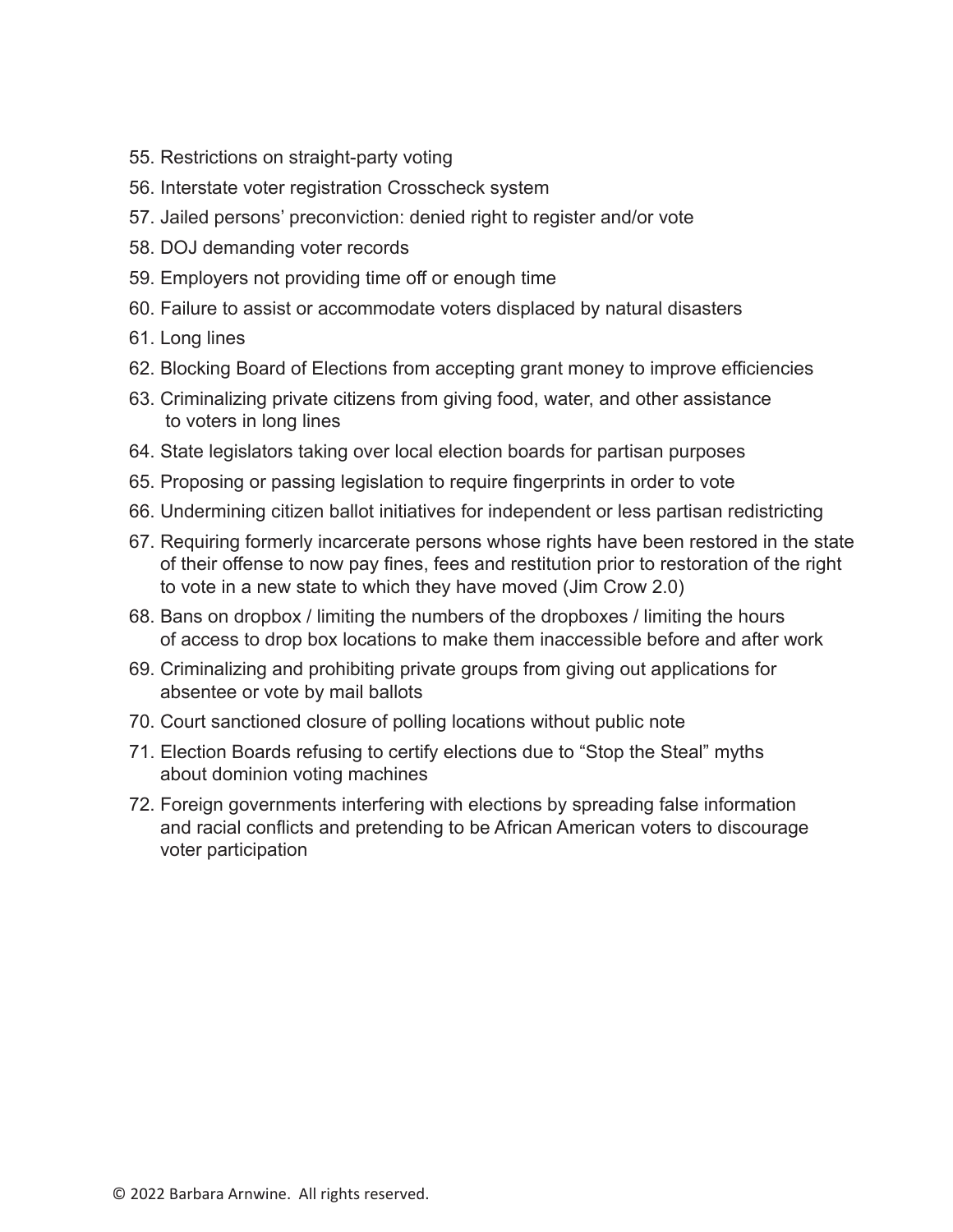55. Restrictions on straight-party voting
56. Interstate voter registration Crosscheck system
57. Jailed persons' preconviction: denied right to register and/or vote
58. DOJ demanding voter records
59. Employers not providing time off or enough time
60. Failure to assist or accommodate voters displaced by natural disasters
61. Long lines
62. Blocking Board of Elections from accepting grant money to improve efficiencies
63. Criminalizing private citizens from giving food, water, and other assistance to voters in long lines
64. State legislators taking over local election boards for partisan purposes
65. Proposing or passing legislation to require fingerprints in order to vote
66. Undermining citizen ballot initiatives for independent or less partisan redistricting
67. Requiring formerly incarcerate persons whose rights have been restored in the state of their offense to now pay fines, fees and restitution prior to restoration of the right to vote in a new state to which they have moved (Jim Crow 2.0)
68. Bans on dropbox / limiting the numbers of the dropboxes / limiting the hours of access to drop box locations to make them inaccessible before and after work
69. Criminalizing and prohibiting private groups from giving out applications for absentee or vote by mail ballots
70. Court sanctioned closure of polling locations without public note
71. Election Boards refusing to certify elections due to "Stop the Steal" myths about dominion voting machines
72. Foreign governments interfering with elections by spreading false information and racial conflicts and pretending to be African American voters to discourage voter participation

© 2022 Barbara Arnwine. All rights reserved.